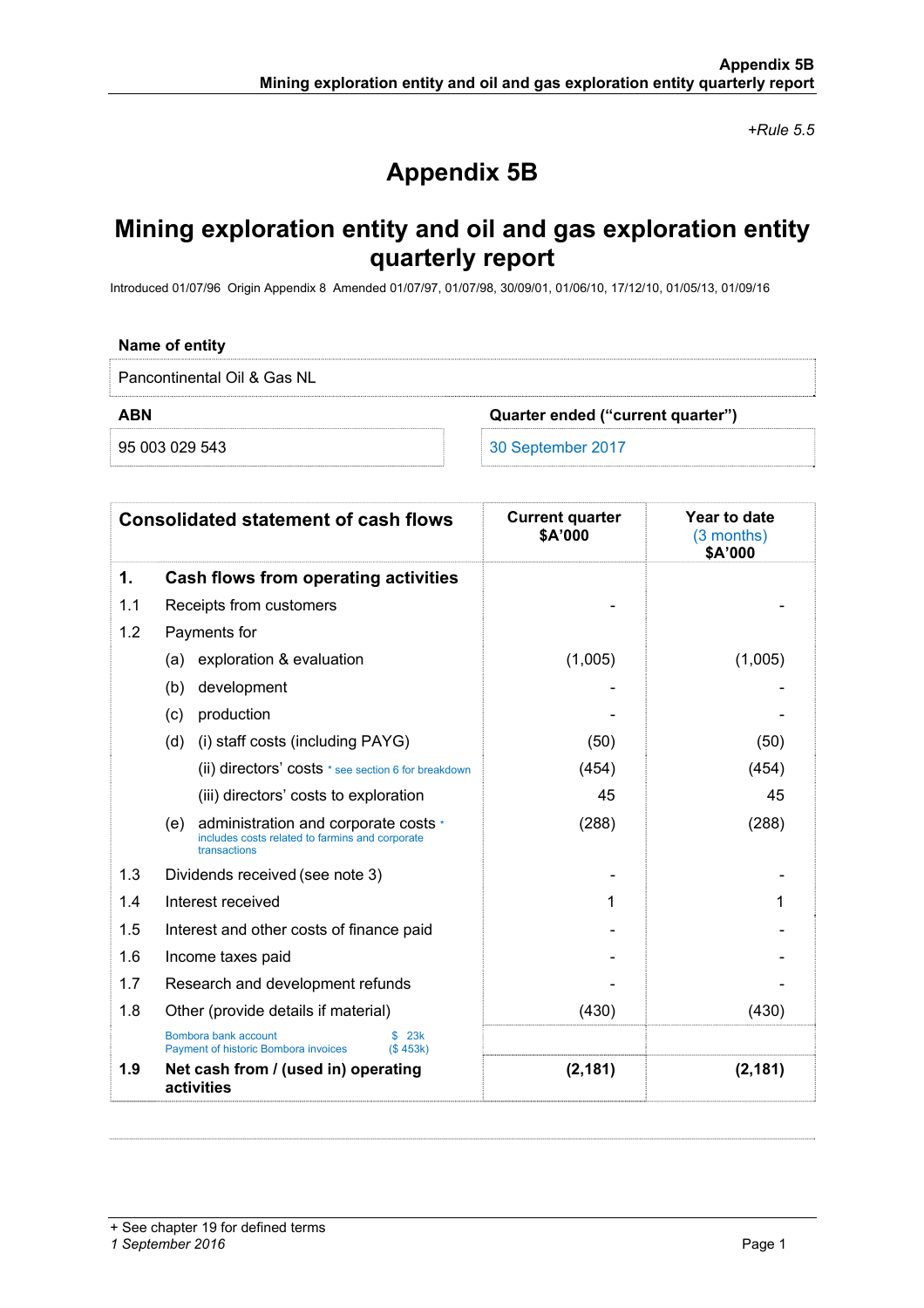*+Rule 5.5*

# Appendix 5B

# Mining exploration entity and oil and gas exploration entity quarterly report

Introduced 01/07/96 Origin Appendix 8 Amended 01/07/97, 01/07/98, 30/09/01, 01/06/10, 17/12/10, 01/05/13, 01/09/16

| Name of entity | |
|---|---|
| Pancontinental Oil & Gas NL | |
| **ABN** | **Quarter ended ("current quarter")** |
| 95 003 029 543 | 30 September 2017 |

| | Consolidated statement of cash flows | Current quarter $A'000 | Year to date (3 months) $A'000 |
|---|---|---|---|
| **1.** | **Cash flows from operating activities** | | |
| 1.1 | Receipts from customers | - | - |
| 1.2 | Payments for | | |
| | (a) exploration & evaluation | (1,005) | (1,005) |
| | (b) development | - | - |
| | (c) production | - | - |
| | (d) (i) staff costs (including PAYG) | (50) | (50) |
| | (ii) directors' costs * see section 6 for breakdown | (454) | (454) |
| | (iii) directors' costs to exploration | 45 | 45 |
| | (e) administration and corporate costs * includes costs related to farmins and corporate transactions | (288) | (288) |
| 1.3 | Dividends received (see note 3) | - | - |
| 1.4 | Interest received | 1 | 1 |
| 1.5 | Interest and other costs of finance paid | - | - |
| 1.6 | Income taxes paid | - | - |
| 1.7 | Research and development refunds | - | - |
| 1.8 | Other (provide details if material) | (430) | (430) |
| | Bombora bank account $ 23k<br>Payment of historic Bombora invoices ($ 453k) | | |
| **1.9** | **Net cash from / (used in) operating activities** | **(2,181)** | **(2,181)** |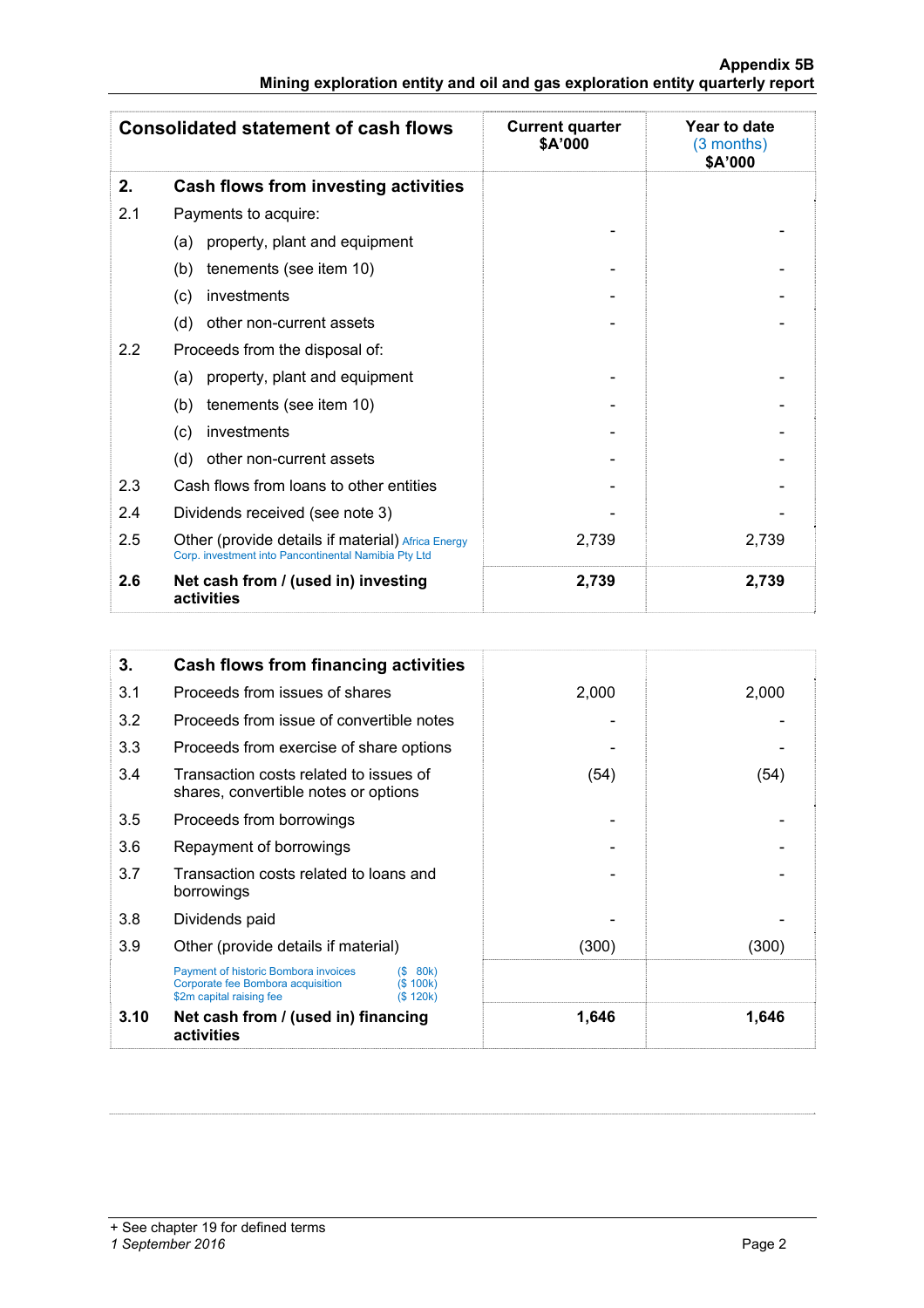| Consolidated statement of cash flows | | Current quarter $A'000 | Year to date (3 months) $A'000 |
|---|---|---|---|
| **2.** | **Cash flows from investing activities** | | |
| 2.1 | Payments to acquire: | | |
| | (a) property, plant and equipment | - | - |
| | (b) tenements (see item 10) | - | - |
| | (c) investments | - | - |
| | (d) other non-current assets | - | - |
| 2.2 | Proceeds from the disposal of: | | |
| | (a) property, plant and equipment | - | - |
| | (b) tenements (see item 10) | - | - |
| | (c) investments | - | - |
| | (d) other non-current assets | - | - |
| 2.3 | Cash flows from loans to other entities | - | - |
| 2.4 | Dividends received (see note 3) | - | - |
| 2.5 | Other (provide details if material) Africa Energy Corp. investment into Pancontinental Namibia Pty Ltd | 2,739 | 2,739 |
| **2.6** | **Net cash from / (used in) investing activities** | **2,739** | **2,739** |

| | | | |
|---|---|---|---|
| **3.** | **Cash flows from financing activities** | | |
| 3.1 | Proceeds from issues of shares | 2,000 | 2,000 |
| 3.2 | Proceeds from issue of convertible notes | - | - |
| 3.3 | Proceeds from exercise of share options | - | - |
| 3.4 | Transaction costs related to issues of shares, convertible notes or options | (54) | (54) |
| 3.5 | Proceeds from borrowings | - | - |
| 3.6 | Repayment of borrowings | - | - |
| 3.7 | Transaction costs related to loans and borrowings | - | - |
| 3.8 | Dividends paid | - | - |
| 3.9 | Other (provide details if material) | (300) | (300) |
| | Payment of historic Bombora invoices ($ 80k)<br>Corporate fee Bombora acquisition ($ 100k)<br>$2m capital raising fee ($ 120k) | | |
| **3.10** | **Net cash from / (used in) financing activities** | **1,646** | **1,646** |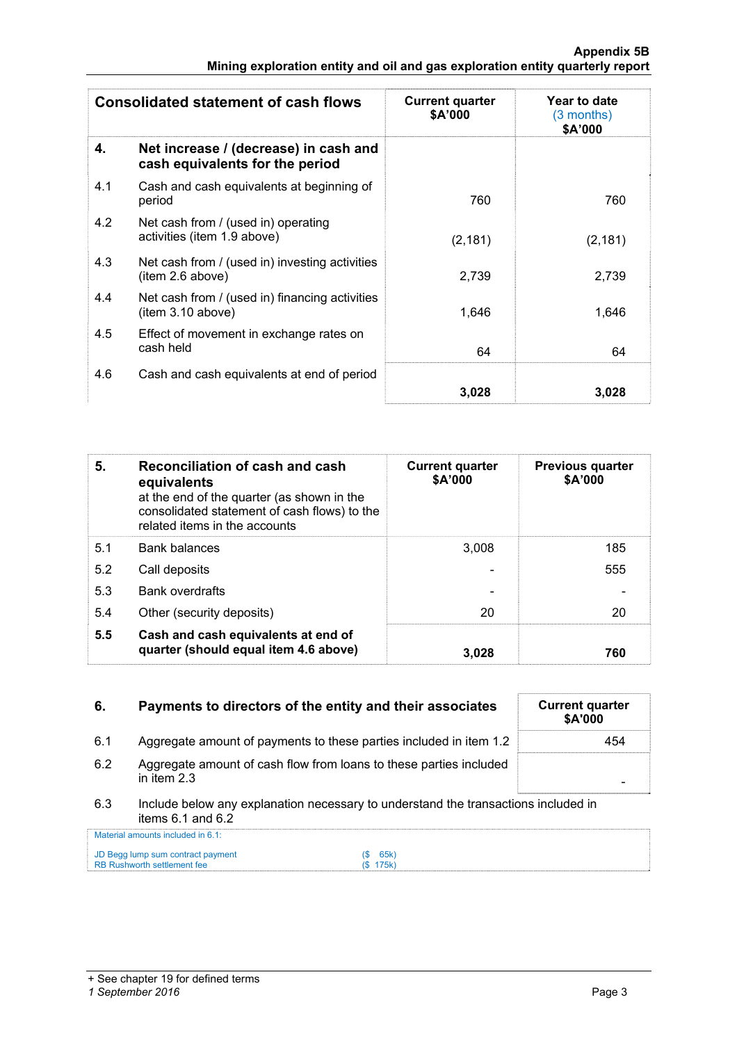| Consolidated statement of cash flows | | Current quarter $A'000 | Year to date (3 months) $A'000 |
|---|---|---|---|
| **4.** | **Net increase / (decrease) in cash and cash equivalents for the period** | | |
| 4.1 | Cash and cash equivalents at beginning of period | 760 | 760 |
| 4.2 | Net cash from / (used in) operating activities (item 1.9 above) | (2,181) | (2,181) |
| 4.3 | Net cash from / (used in) investing activities (item 2.6 above) | 2,739 | 2,739 |
| 4.4 | Net cash from / (used in) financing activities (item 3.10 above) | 1,646 | 1,646 |
| 4.5 | Effect of movement in exchange rates on cash held | 64 | 64 |
| 4.6 | Cash and cash equivalents at end of period | **3,028** | **3,028** |

| **5.** | **Reconciliation of cash and cash equivalents** at the end of the quarter (as shown in the consolidated statement of cash flows) to the related items in the accounts | Current quarter $A'000 | Previous quarter $A'000 |
|---|---|---|---|
| 5.1 | Bank balances | 3,008 | 185 |
| 5.2 | Call deposits | - | 555 |
| 5.3 | Bank overdrafts | - | - |
| 5.4 | Other (security deposits) | 20 | 20 |
| **5.5** | **Cash and cash equivalents at end of quarter (should equal item 4.6 above)** | **3,028** | **760** |

| **6.** | **Payments to directors of the entity and their associates** | Current quarter $A'000 |
|---|---|---|
| 6.1 | Aggregate amount of payments to these parties included in item 1.2 | 454 |
| 6.2 | Aggregate amount of cash flow from loans to these parties included in item 2.3 | - |

6.3 Include below any explanation necessary to understand the transactions included in items 6.1 and 6.2

Material amounts included in 6.1:

| | |
|---|---|
| JD Begg lump sum contract payment | ($ 65k) |
| RB Rushworth settlement fee | ($ 175k) |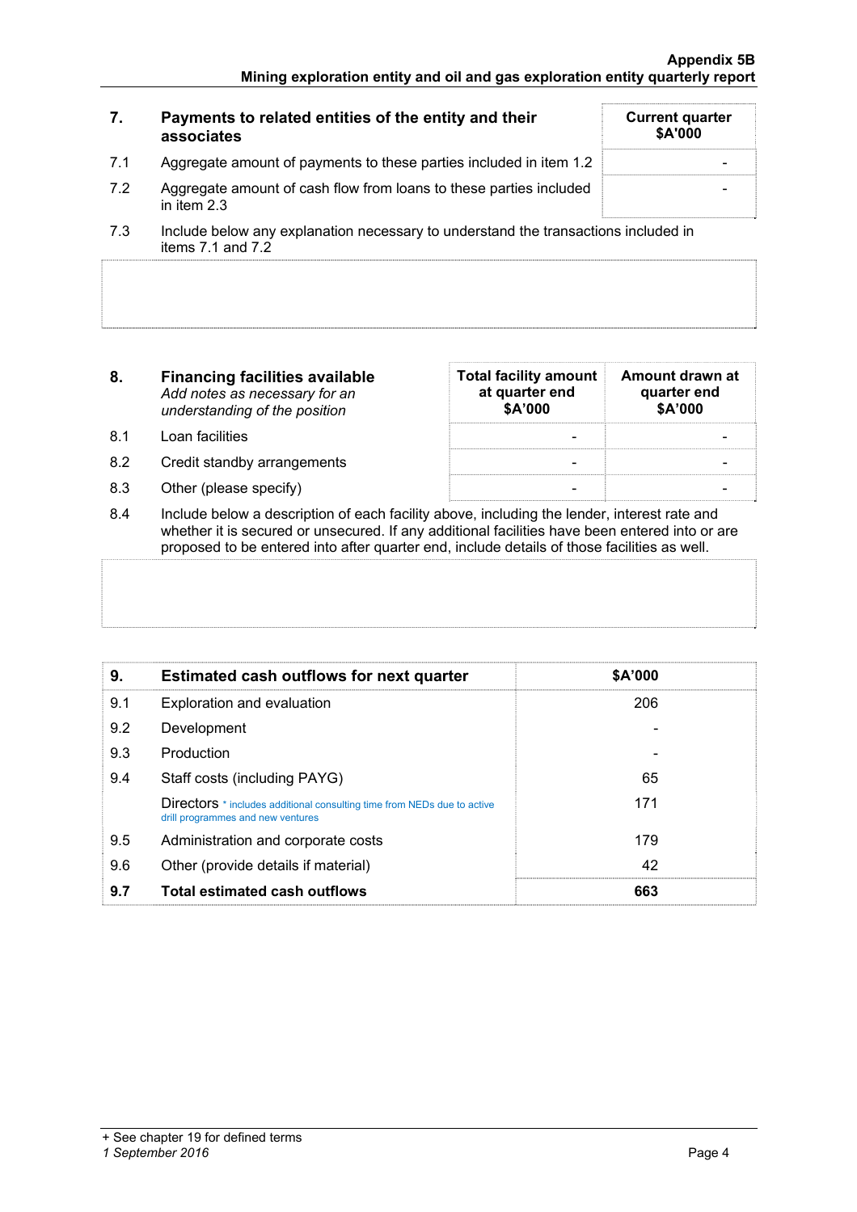| 7. | Payments to related entities of the entity and their associates | Current quarter $A'000 |
|---|---|---|
| 7.1 | Aggregate amount of payments to these parties included in item 1.2 | - |
| 7.2 | Aggregate amount of cash flow from loans to these parties included in item 2.3 | - |

7.3 Include below any explanation necessary to understand the transactions included in items 7.1 and 7.2

| 8. | Financing facilities available<br>*Add notes as necessary for an understanding of the position* | Total facility amount at quarter end $A'000 | Amount drawn at quarter end $A'000 |
|---|---|---|---|
| 8.1 | Loan facilities | - | - |
| 8.2 | Credit standby arrangements | - | - |
| 8.3 | Other (please specify) | - | - |

8.4 Include below a description of each facility above, including the lender, interest rate and whether it is secured or unsecured. If any additional facilities have been entered into or are proposed to be entered into after quarter end, include details of those facilities as well.

| 9. | Estimated cash outflows for next quarter | $A'000 |
|---|---|---|
| 9.1 | Exploration and evaluation | 206 |
| 9.2 | Development | - |
| 9.3 | Production | - |
| 9.4 | Staff costs (including PAYG) | 65 |
| | Directors * includes additional consulting time from NEDs due to active drill programmes and new ventures | 171 |
| 9.5 | Administration and corporate costs | 179 |
| 9.6 | Other (provide details if material) | 42 |
| **9.7** | **Total estimated cash outflows** | **663** |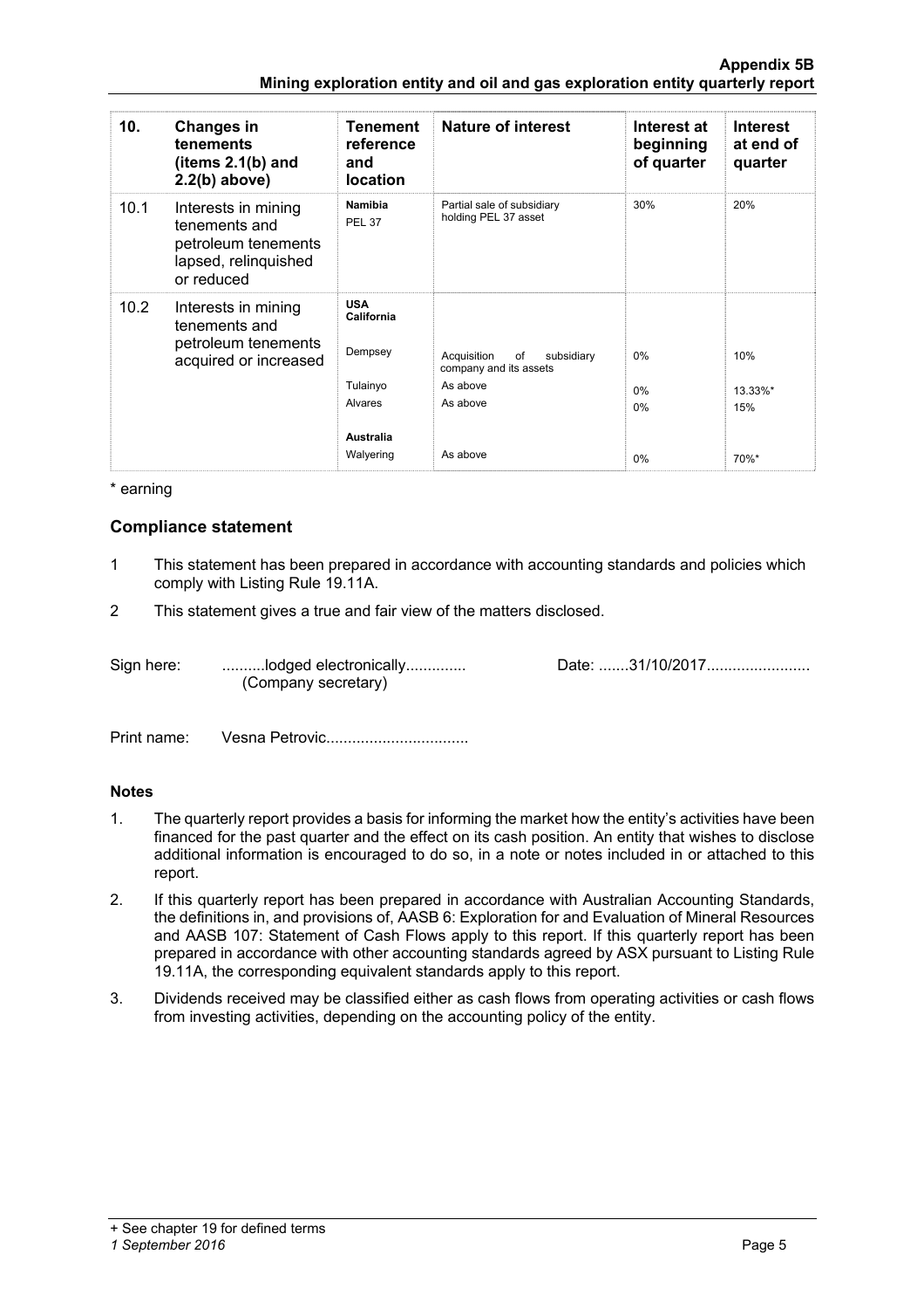| 10. | Changes in tenements (items 2.1(b) and 2.2(b) above) | Tenement reference and location | Nature of interest | Interest at beginning of quarter | Interest at end of quarter |
|---|---|---|---|---|---|
| 10.1 | Interests in mining tenements and petroleum tenements lapsed, relinquished or reduced | **Namibia** PEL 37 | Partial sale of subsidiary holding PEL 37 asset | 30% | 20% |
| 10.2 | Interests in mining tenements and petroleum tenements acquired or increased | **USA California** | | | |
| | | Dempsey | Acquisition of subsidiary company and its assets | 0% | 10% |
| | | Tulainyo | As above | 0% | 13.33%* |
| | | Alvares | As above | 0% | 15% |
| | | **Australia** | | | |
| | | Walyering | As above | 0% | 70%* |

\* earning

## Compliance statement

1. This statement has been prepared in accordance with accounting standards and policies which comply with Listing Rule 19.11A.
2. This statement gives a true and fair view of the matters disclosed.

Sign here: ..........lodged electronically............. (Company secretary)  Date: .......31/10/2017.......................

Print name: Vesna Petrovic................................

### Notes

1. The quarterly report provides a basis for informing the market how the entity's activities have been financed for the past quarter and the effect on its cash position. An entity that wishes to disclose additional information is encouraged to do so, in a note or notes included in or attached to this report.
2. If this quarterly report has been prepared in accordance with Australian Accounting Standards, the definitions in, and provisions of, AASB 6: Exploration for and Evaluation of Mineral Resources and AASB 107: Statement of Cash Flows apply to this report. If this quarterly report has been prepared in accordance with other accounting standards agreed by ASX pursuant to Listing Rule 19.11A, the corresponding equivalent standards apply to this report.
3. Dividends received may be classified either as cash flows from operating activities or cash flows from investing activities, depending on the accounting policy of the entity.